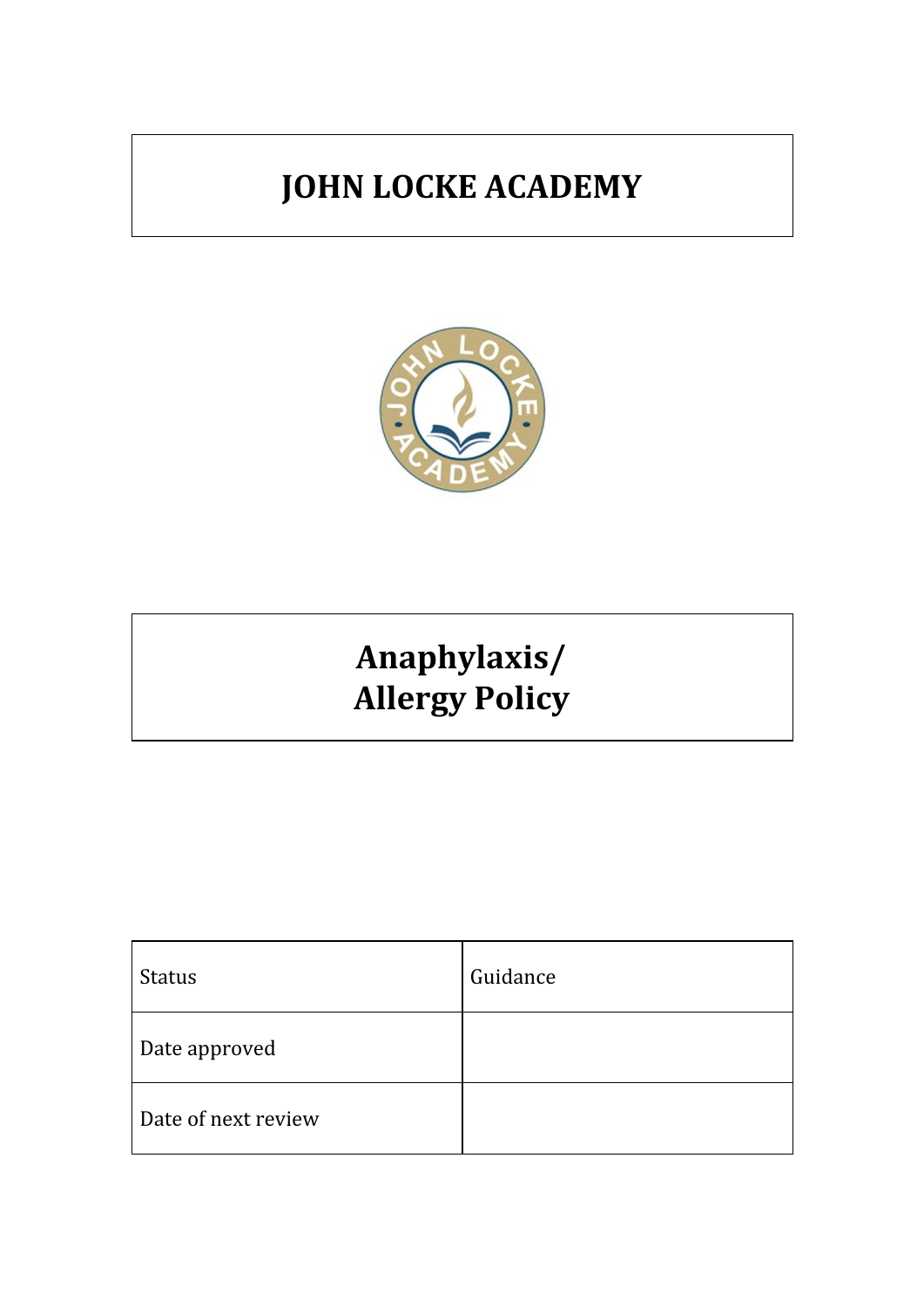# JOHN LOCKE ACADEMY

# Anaphylaxis/ Allergy Policy

| Status | Guidance |
|---|---|
| Date approved | |
| Date of next review | |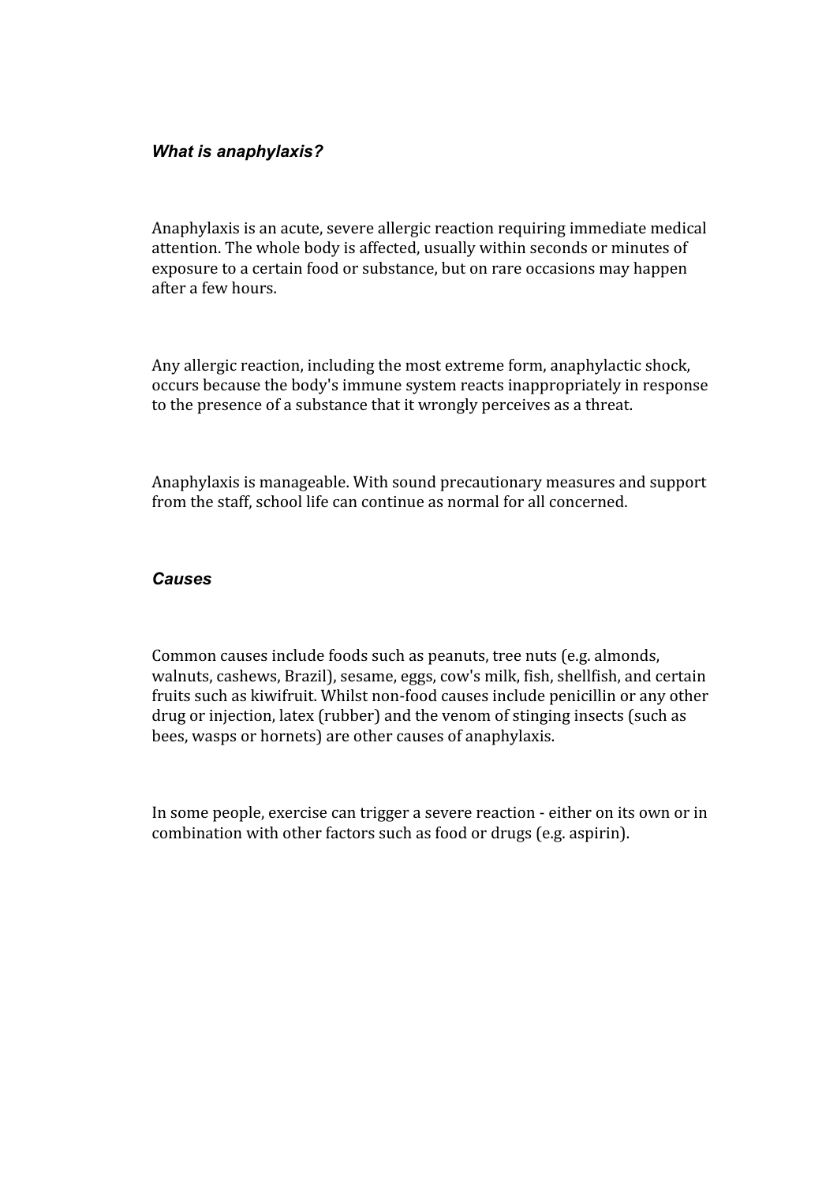### *What is anaphylaxis?*

Anaphylaxis is an acute, severe allergic reaction requiring immediate medical attention. The whole body is affected, usually within seconds or minutes of exposure to a certain food or substance, but on rare occasions may happen after a few hours.

Any allergic reaction, including the most extreme form, anaphylactic shock, occurs because the body's immune system reacts inappropriately in response to the presence of a substance that it wrongly perceives as a threat.

Anaphylaxis is manageable. With sound precautionary measures and support from the staff, school life can continue as normal for all concerned.

### *Causes*

Common causes include foods such as peanuts, tree nuts (e.g. almonds, walnuts, cashews, Brazil), sesame, eggs, cow's milk, fish, shellfish, and certain fruits such as kiwifruit. Whilst non-food causes include penicillin or any other drug or injection, latex (rubber) and the venom of stinging insects (such as bees, wasps or hornets) are other causes of anaphylaxis.

In some people, exercise can trigger a severe reaction - either on its own or in combination with other factors such as food or drugs (e.g. aspirin).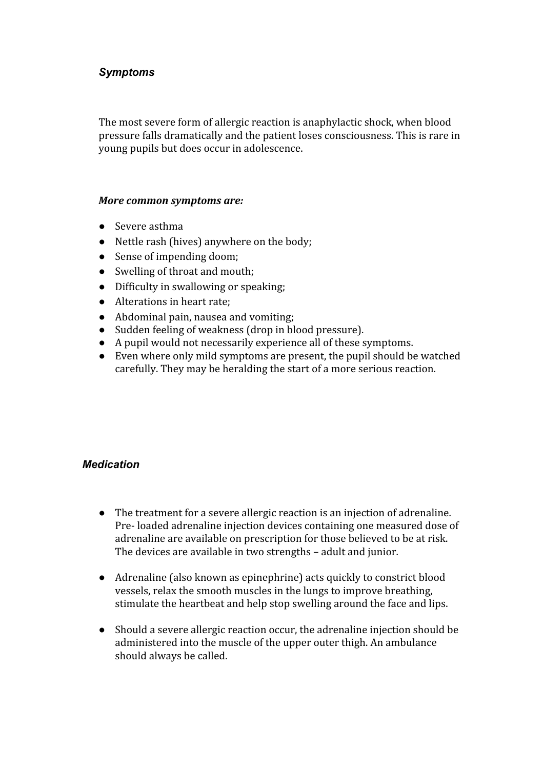### *Symptoms*

The most severe form of allergic reaction is anaphylactic shock, when blood pressure falls dramatically and the patient loses consciousness. This is rare in young pupils but does occur in adolescence.

***More common symptoms are:***

- Severe asthma
- Nettle rash (hives) anywhere on the body;
- Sense of impending doom;
- Swelling of throat and mouth;
- Difficulty in swallowing or speaking;
- Alterations in heart rate;
- Abdominal pain, nausea and vomiting;
- Sudden feeling of weakness (drop in blood pressure).
- A pupil would not necessarily experience all of these symptoms.
- Even where only mild symptoms are present, the pupil should be watched carefully. They may be heralding the start of a more serious reaction.

### *Medication*

- The treatment for a severe allergic reaction is an injection of adrenaline. Pre- loaded adrenaline injection devices containing one measured dose of adrenaline are available on prescription for those believed to be at risk. The devices are available in two strengths – adult and junior.

- Adrenaline (also known as epinephrine) acts quickly to constrict blood vessels, relax the smooth muscles in the lungs to improve breathing, stimulate the heartbeat and help stop swelling around the face and lips.

- Should a severe allergic reaction occur, the adrenaline injection should be administered into the muscle of the upper outer thigh. An ambulance should always be called.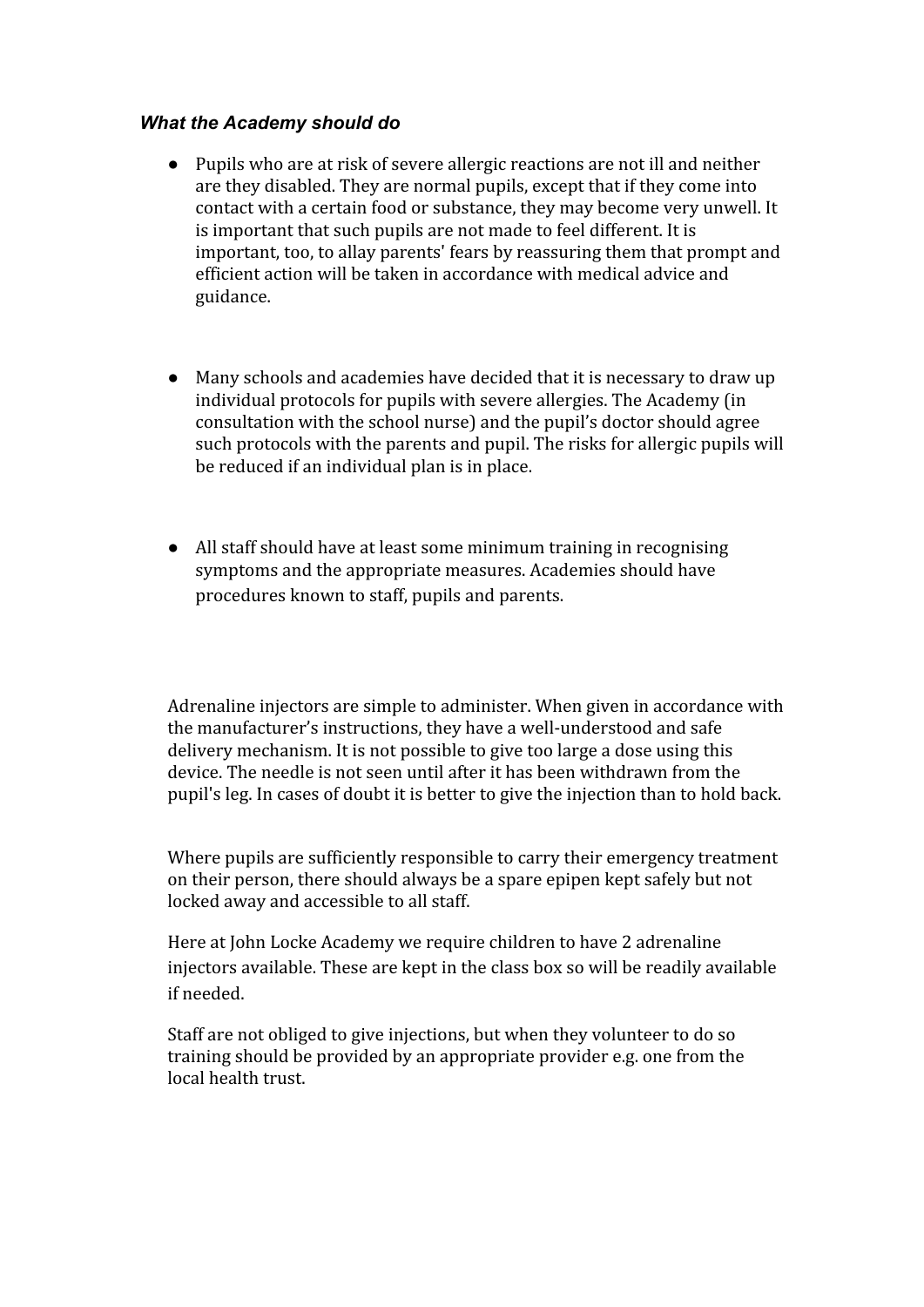### *What the Academy should do*

- Pupils who are at risk of severe allergic reactions are not ill and neither are they disabled. They are normal pupils, except that if they come into contact with a certain food or substance, they may become very unwell. It is important that such pupils are not made to feel different. It is important, too, to allay parents' fears by reassuring them that prompt and efficient action will be taken in accordance with medical advice and guidance.

- Many schools and academies have decided that it is necessary to draw up individual protocols for pupils with severe allergies. The Academy (in consultation with the school nurse) and the pupil's doctor should agree such protocols with the parents and pupil. The risks for allergic pupils will be reduced if an individual plan is in place.

- All staff should have at least some minimum training in recognising symptoms and the appropriate measures. Academies should have procedures known to staff, pupils and parents.

Adrenaline injectors are simple to administer. When given in accordance with the manufacturer's instructions, they have a well-understood and safe delivery mechanism. It is not possible to give too large a dose using this device. The needle is not seen until after it has been withdrawn from the pupil's leg. In cases of doubt it is better to give the injection than to hold back.

Where pupils are sufficiently responsible to carry their emergency treatment on their person, there should always be a spare epipen kept safely but not locked away and accessible to all staff.

Here at John Locke Academy we require children to have 2 adrenaline injectors available. These are kept in the class box so will be readily available if needed.

Staff are not obliged to give injections, but when they volunteer to do so training should be provided by an appropriate provider e.g. one from the local health trust.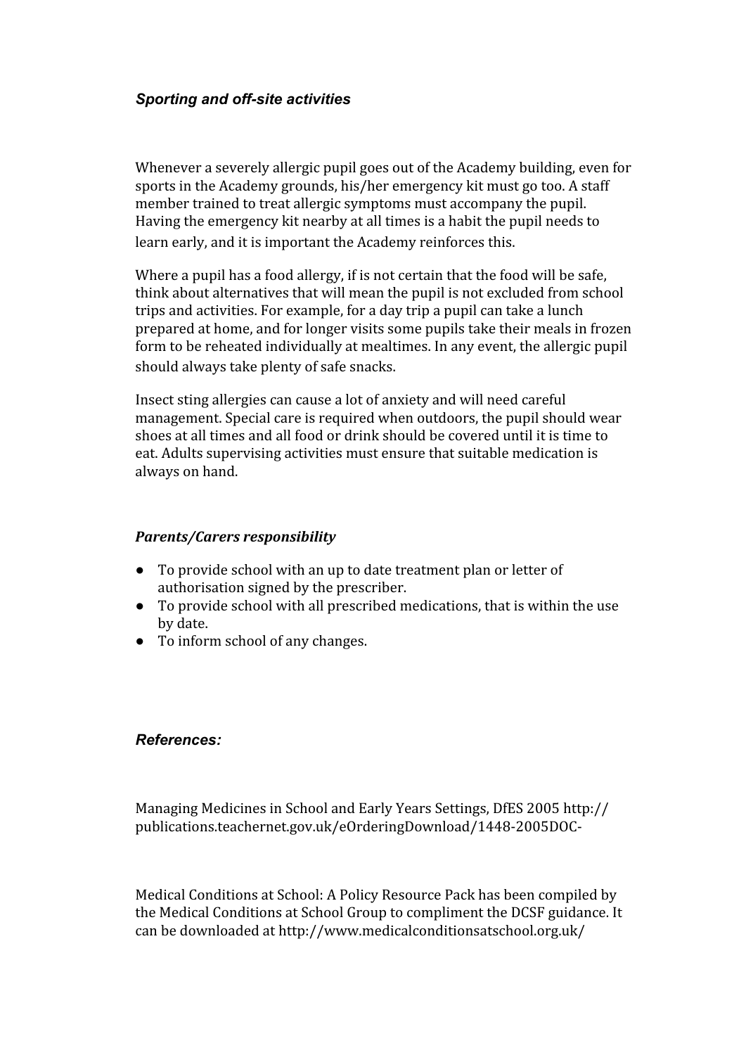### *Sporting and off-site activities*

Whenever a severely allergic pupil goes out of the Academy building, even for sports in the Academy grounds, his/her emergency kit must go too. A staff member trained to treat allergic symptoms must accompany the pupil. Having the emergency kit nearby at all times is a habit the pupil needs to learn early, and it is important the Academy reinforces this.

Where a pupil has a food allergy, if is not certain that the food will be safe, think about alternatives that will mean the pupil is not excluded from school trips and activities. For example, for a day trip a pupil can take a lunch prepared at home, and for longer visits some pupils take their meals in frozen form to be reheated individually at mealtimes. In any event, the allergic pupil should always take plenty of safe snacks.

Insect sting allergies can cause a lot of anxiety and will need careful management. Special care is required when outdoors, the pupil should wear shoes at all times and all food or drink should be covered until it is time to eat. Adults supervising activities must ensure that suitable medication is always on hand.

### *Parents/Carers responsibility*

- To provide school with an up to date treatment plan or letter of authorisation signed by the prescriber.
- To provide school with all prescribed medications, that is within the use by date.
- To inform school of any changes.

### *References:*

Managing Medicines in School and Early Years Settings, DfES 2005 http://publications.teachernet.gov.uk/eOrderingDownload/1448-2005DOC-

Medical Conditions at School: A Policy Resource Pack has been compiled by the Medical Conditions at School Group to compliment the DCSF guidance. It can be downloaded at http://www.medicalconditionsatschool.org.uk/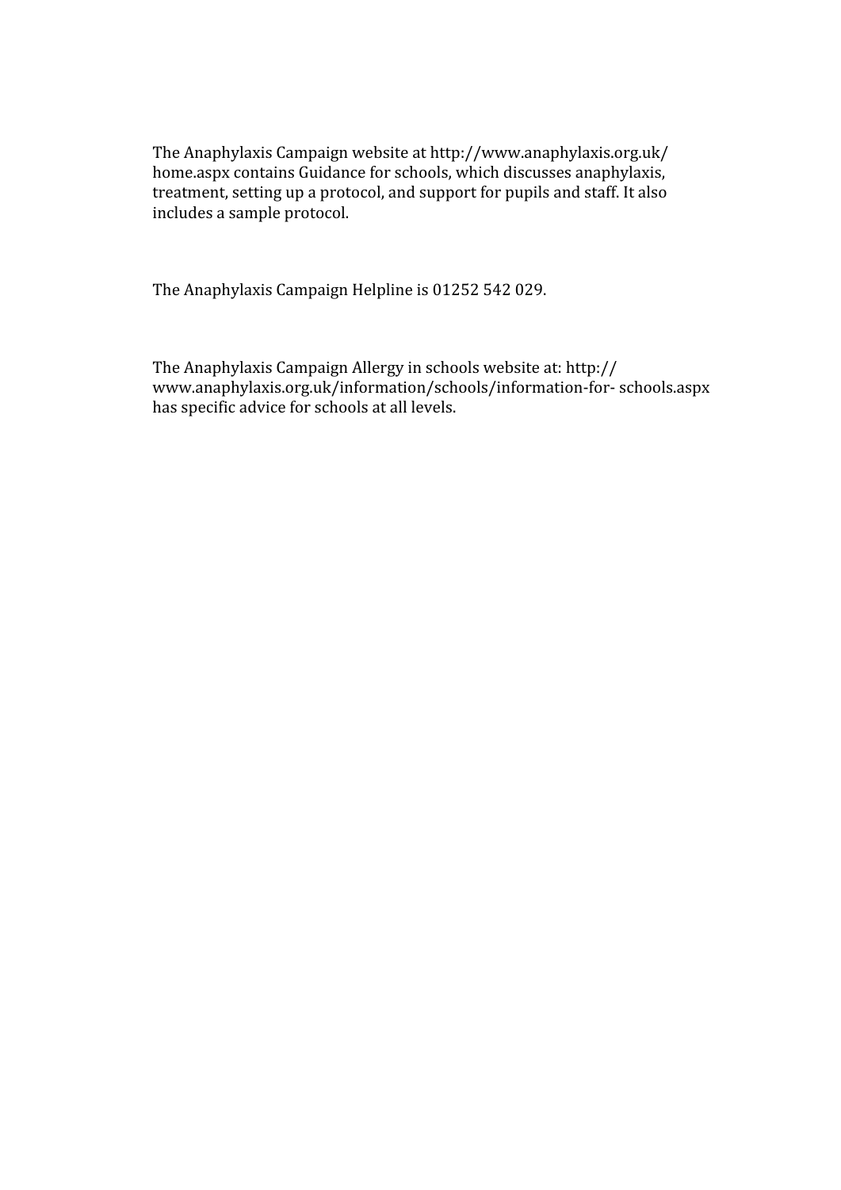The Anaphylaxis Campaign website at http://www.anaphylaxis.org.uk/home.aspx contains Guidance for schools, which discusses anaphylaxis, treatment, setting up a protocol, and support for pupils and staff. It also includes a sample protocol.

The Anaphylaxis Campaign Helpline is 01252 542 029.

The Anaphylaxis Campaign Allergy in schools website at: http://www.anaphylaxis.org.uk/information/schools/information-for- schools.aspx has specific advice for schools at all levels.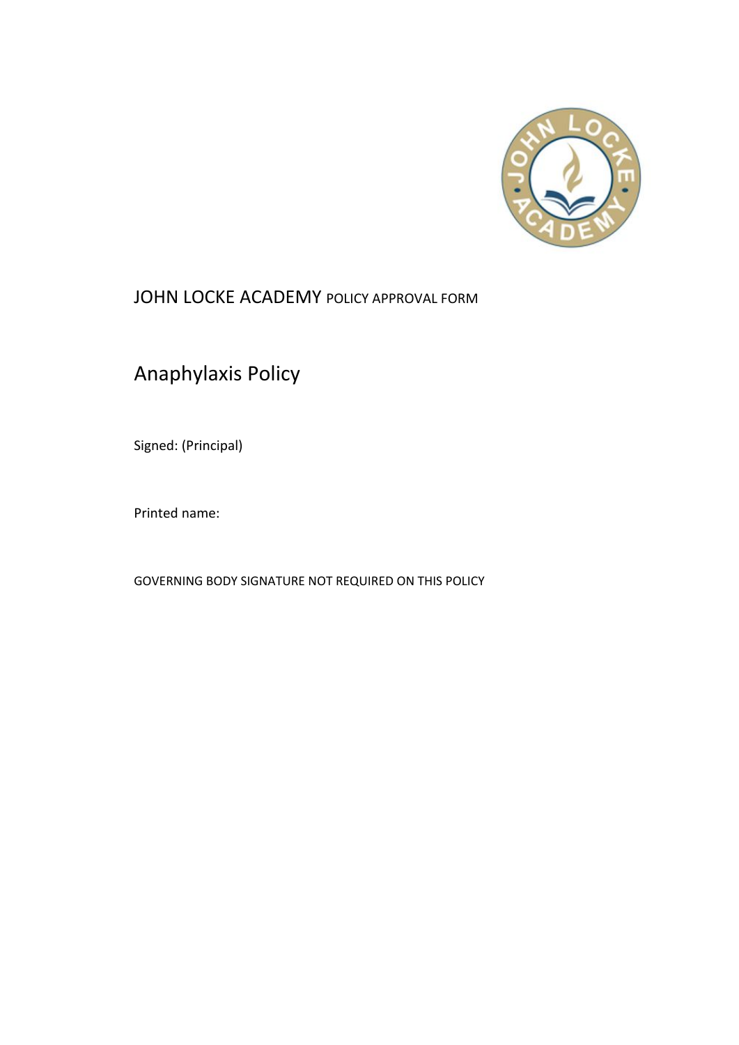JOHN LOCKE ACADEMY POLICY APPROVAL FORM

# Anaphylaxis Policy

Signed: (Principal)

Printed name:

GOVERNING BODY SIGNATURE NOT REQUIRED ON THIS POLICY